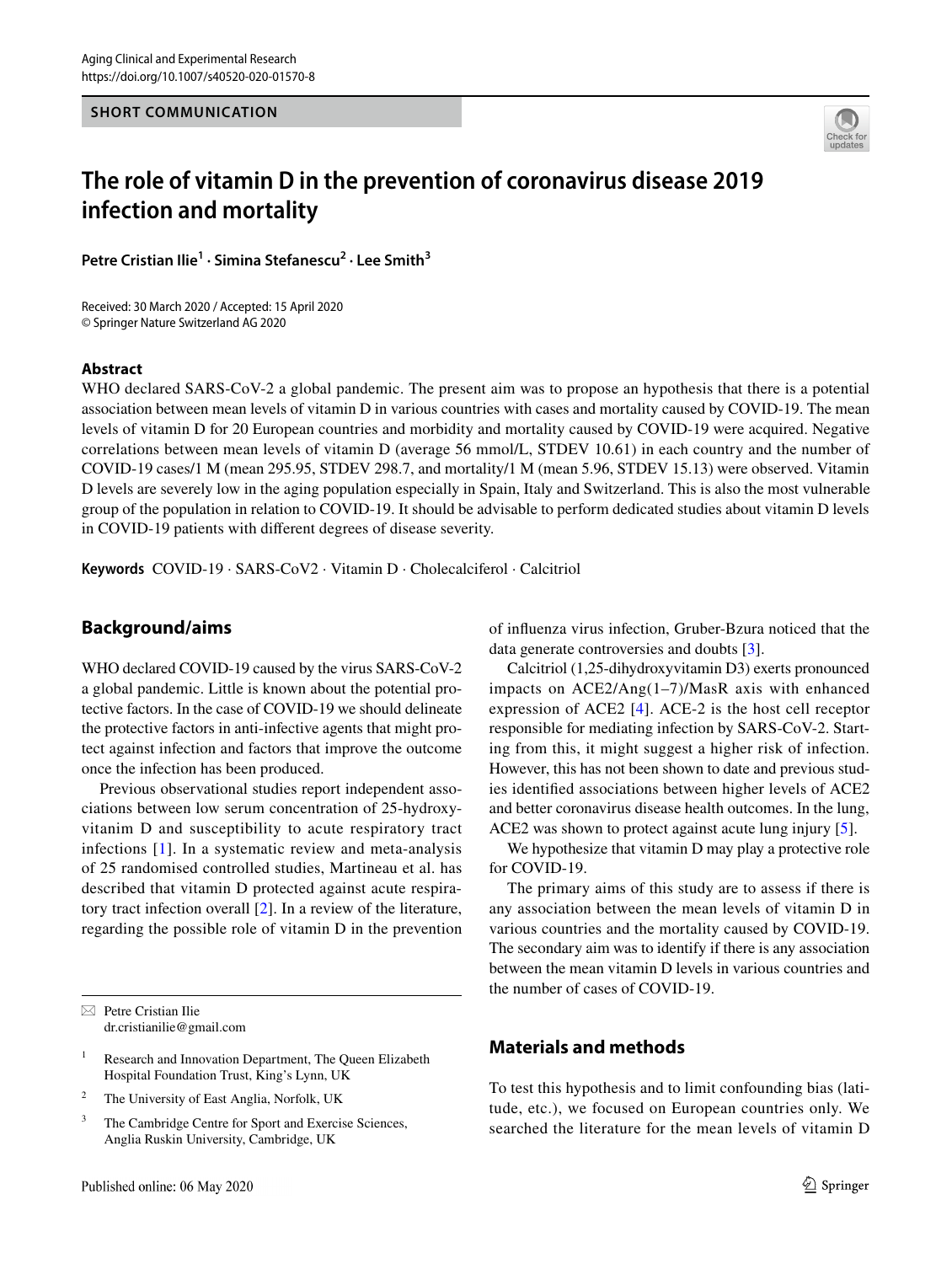SHORT COMMUNICATION

# The role of vitamin D in the prevention of coronavirus disease 2019 infection and mortality

**Petre Cristian Ilie[1] · Simina Stefanescu[2] · Lee Smith[3]**

Received: 30 March 2020 / Accepted: 15 April 2020
© Springer Nature Switzerland AG 2020

### Abstract

WHO declared SARS-CoV-2 a global pandemic. The present aim was to propose an hypothesis that there is a potential association between mean levels of vitamin D in various countries with cases and mortality caused by COVID-19. The mean levels of vitamin D for 20 European countries and morbidity and mortality caused by COVID-19 were acquired. Negative correlations between mean levels of vitamin D (average 56 mmol/L, STDEV 10.61) in each country and the number of COVID-19 cases/1 M (mean 295.95, STDEV 298.7, and mortality/1 M (mean 5.96, STDEV 15.13) were observed. Vitamin D levels are severely low in the aging population especially in Spain, Italy and Switzerland. This is also the most vulnerable group of the population in relation to COVID-19. It should be advisable to perform dedicated studies about vitamin D levels in COVID-19 patients with different degrees of disease severity.

**Keywords** COVID-19 · SARS-CoV2 · Vitamin D · Cholecalciferol · Calcitriol

## Background/aims

WHO declared COVID-19 caused by the virus SARS-CoV-2 a global pandemic. Little is known about the potential protective factors. In the case of COVID-19 we should delineate the protective factors in anti-infective agents that might protect against infection and factors that improve the outcome once the infection has been produced.

Previous observational studies report independent associations between low serum concentration of 25-hydroxyvitanim D and susceptibility to acute respiratory tract infections [1]. In a systematic review and meta-analysis of 25 randomised controlled studies, Martineau et al. has described that vitamin D protected against acute respiratory tract infection overall [2]. In a review of the literature, regarding the possible role of vitamin D in the prevention of influenza virus infection, Gruber-Bzura noticed that the data generate controversies and doubts [3].

Calcitriol (1,25-dihydroxyvitamin D3) exerts pronounced impacts on ACE2/Ang(1–7)/MasR axis with enhanced expression of ACE2 [4]. ACE-2 is the host cell receptor responsible for mediating infection by SARS-CoV-2. Starting from this, it might suggest a higher risk of infection. However, this has not been shown to date and previous studies identified associations between higher levels of ACE2 and better coronavirus disease health outcomes. In the lung, ACE2 was shown to protect against acute lung injury [5].

We hypothesize that vitamin D may play a protective role for COVID-19.

The primary aims of this study are to assess if there is any association between the mean levels of vitamin D in various countries and the mortality caused by COVID-19. The secondary aim was to identify if there is any association between the mean vitamin D levels in various countries and the number of cases of COVID-19.

## Materials and methods

To test this hypothesis and to limit confounding bias (latitude, etc.), we focused on European countries only. We searched the literature for the mean levels of vitamin D

---

✉ Petre Cristian Ilie
dr.cristianilie@gmail.com

[1] Research and Innovation Department, The Queen Elizabeth Hospital Foundation Trust, King's Lynn, UK

[2] The University of East Anglia, Norfolk, UK

[3] The Cambridge Centre for Sport and Exercise Sciences, Anglia Ruskin University, Cambridge, UK

Published online: 06 May 2020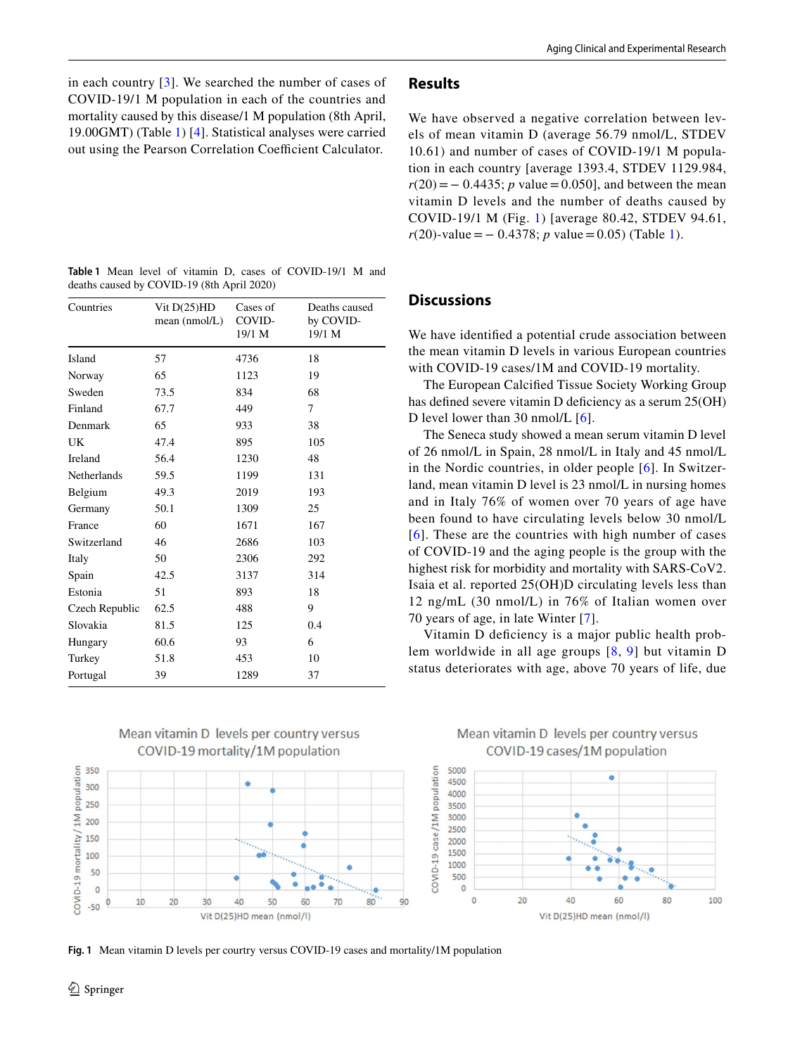in each country [3]. We searched the number of cases of COVID-19/1 M population in each of the countries and mortality caused by this disease/1 M population (8th April, 19.00GMT) (Table 1) [4]. Statistical analyses were carried out using the Pearson Correlation Coefficient Calculator.

**Table 1** Mean level of vitamin D, cases of COVID-19/1 M and deaths caused by COVID-19 (8th April 2020)

| Countries | Vit D(25)HD mean (nmol/L) | Cases of COVID-19/1 M | Deaths caused by COVID-19/1 M |
|---|---|---|---|
| Island | 57 | 4736 | 18 |
| Norway | 65 | 1123 | 19 |
| Sweden | 73.5 | 834 | 68 |
| Finland | 67.7 | 449 | 7 |
| Denmark | 65 | 933 | 38 |
| UK | 47.4 | 895 | 105 |
| Ireland | 56.4 | 1230 | 48 |
| Netherlands | 59.5 | 1199 | 131 |
| Belgium | 49.3 | 2019 | 193 |
| Germany | 50.1 | 1309 | 25 |
| France | 60 | 1671 | 167 |
| Switzerland | 46 | 2686 | 103 |
| Italy | 50 | 2306 | 292 |
| Spain | 42.5 | 3137 | 314 |
| Estonia | 51 | 893 | 18 |
| Czech Republic | 62.5 | 488 | 9 |
| Slovakia | 81.5 | 125 | 0.4 |
| Hungary | 60.6 | 93 | 6 |
| Turkey | 51.8 | 453 | 10 |
| Portugal | 39 | 1289 | 37 |

## Results

We have observed a negative correlation between levels of mean vitamin D (average 56.79 nmol/L, STDEV 10.61) and number of cases of COVID-19/1 M population in each country [average 1393.4, STDEV 1129.984, $r(20) = -0.4435$; $p$ value $= 0.050$], and between the mean vitamin D levels and the number of deaths caused by COVID-19/1 M (Fig. 1) [average 80.42, STDEV 94.61, $r(20)$-value $= -0.4378$; $p$ value $= 0.05$) (Table 1).

## Discussions

We have identified a potential crude association between the mean vitamin D levels in various European countries with COVID-19 cases/1M and COVID-19 mortality.

The European Calcified Tissue Society Working Group has defined severe vitamin D deficiency as a serum 25(OH) D level lower than 30 nmol/L [6].

The Seneca study showed a mean serum vitamin D level of 26 nmol/L in Spain, 28 nmol/L in Italy and 45 nmol/L in the Nordic countries, in older people [6]. In Switzerland, mean vitamin D level is 23 nmol/L in nursing homes and in Italy 76% of women over 70 years of age have been found to have circulating levels below 30 nmol/L [6]. These are the countries with high number of cases of COVID-19 and the aging people is the group with the highest risk for morbidity and mortality with SARS-CoV2. Isaia et al. reported 25(OH)D circulating levels less than 12 ng/mL (30 nmol/L) in 76% of Italian women over 70 years of age, in late Winter [7].

Vitamin D deficiency is a major public health problem worldwide in all age groups [8, 9] but vitamin D status deteriorates with age, above 70 years of life, due

**Fig. 1** Mean vitamin D levels per courtry versus COVID-19 cases and mortality/1M population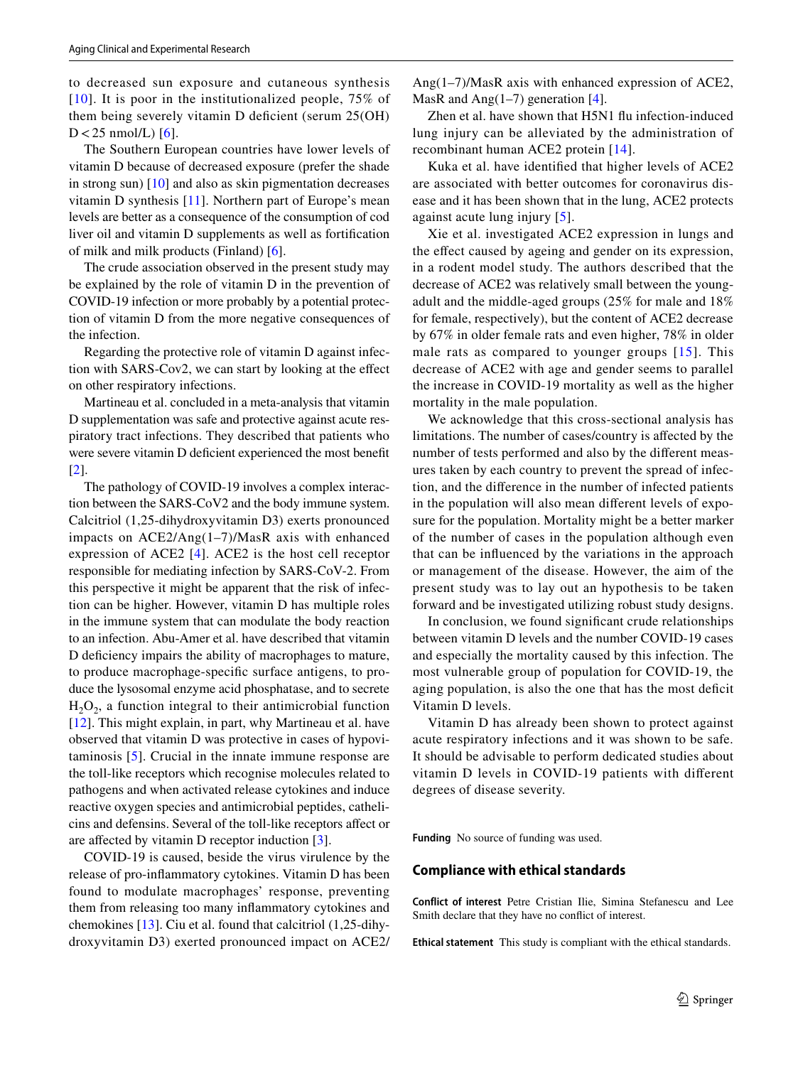to decreased sun exposure and cutaneous synthesis [10]. It is poor in the institutionalized people, 75% of them being severely vitamin D deficient (serum 25(OH) D < 25 nmol/L) [6].

The Southern European countries have lower levels of vitamin D because of decreased exposure (prefer the shade in strong sun) [10] and also as skin pigmentation decreases vitamin D synthesis [11]. Northern part of Europe's mean levels are better as a consequence of the consumption of cod liver oil and vitamin D supplements as well as fortification of milk and milk products (Finland) [6].

The crude association observed in the present study may be explained by the role of vitamin D in the prevention of COVID-19 infection or more probably by a potential protection of vitamin D from the more negative consequences of the infection.

Regarding the protective role of vitamin D against infection with SARS-Cov2, we can start by looking at the effect on other respiratory infections.

Martineau et al. concluded in a meta-analysis that vitamin D supplementation was safe and protective against acute respiratory tract infections. They described that patients who were severe vitamin D deficient experienced the most benefit [2].

The pathology of COVID-19 involves a complex interaction between the SARS-CoV2 and the body immune system. Calcitriol (1,25-dihydroxyvitamin D3) exerts pronounced impacts on ACE2/Ang(1–7)/MasR axis with enhanced expression of ACE2 [4]. ACE2 is the host cell receptor responsible for mediating infection by SARS-CoV-2. From this perspective it might be apparent that the risk of infection can be higher. However, vitamin D has multiple roles in the immune system that can modulate the body reaction to an infection. Abu-Amer et al. have described that vitamin D deficiency impairs the ability of macrophages to mature, to produce macrophage-specific surface antigens, to produce the lysosomal enzyme acid phosphatase, and to secrete $H_2O_2$, a function integral to their antimicrobial function [12]. This might explain, in part, why Martineau et al. have observed that vitamin D was protective in cases of hypovitaminosis [5]. Crucial in the innate immune response are the toll-like receptors which recognise molecules related to pathogens and when activated release cytokines and induce reactive oxygen species and antimicrobial peptides, cathelicins and defensins. Several of the toll-like receptors affect or are affected by vitamin D receptor induction [3].

COVID-19 is caused, beside the virus virulence by the release of pro-inflammatory cytokines. Vitamin D has been found to modulate macrophages' response, preventing them from releasing too many inflammatory cytokines and chemokines [13]. Ciu et al. found that calcitriol (1,25-dihydroxyvitamin D3) exerted pronounced impact on ACE2/Ang(1–7)/MasR axis with enhanced expression of ACE2, MasR and Ang(1–7) generation [4].

Zhen et al. have shown that H5N1 flu infection-induced lung injury can be alleviated by the administration of recombinant human ACE2 protein [14].

Kuka et al. have identified that higher levels of ACE2 are associated with better outcomes for coronavirus disease and it has been shown that in the lung, ACE2 protects against acute lung injury [5].

Xie et al. investigated ACE2 expression in lungs and the effect caused by ageing and gender on its expression, in a rodent model study. The authors described that the decrease of ACE2 was relatively small between the young-adult and the middle-aged groups (25% for male and 18% for female, respectively), but the content of ACE2 decrease by 67% in older female rats and even higher, 78% in older male rats as compared to younger groups [15]. This decrease of ACE2 with age and gender seems to parallel the increase in COVID-19 mortality as well as the higher mortality in the male population.

We acknowledge that this cross-sectional analysis has limitations. The number of cases/country is affected by the number of tests performed and also by the different measures taken by each country to prevent the spread of infection, and the difference in the number of infected patients in the population will also mean different levels of exposure for the population. Mortality might be a better marker of the number of cases in the population although even that can be influenced by the variations in the approach or management of the disease. However, the aim of the present study was to lay out an hypothesis to be taken forward and be investigated utilizing robust study designs.

In conclusion, we found significant crude relationships between vitamin D levels and the number COVID-19 cases and especially the mortality caused by this infection. The most vulnerable group of population for COVID-19, the aging population, is also the one that has the most deficit Vitamin D levels.

Vitamin D has already been shown to protect against acute respiratory infections and it was shown to be safe. It should be advisable to perform dedicated studies about vitamin D levels in COVID-19 patients with different degrees of disease severity.

**Funding** No source of funding was used.

## Compliance with ethical standards

**Conflict of interest** Petre Cristian Ilie, Simina Stefanescu and Lee Smith declare that they have no conflict of interest.

**Ethical statement** This study is compliant with the ethical standards.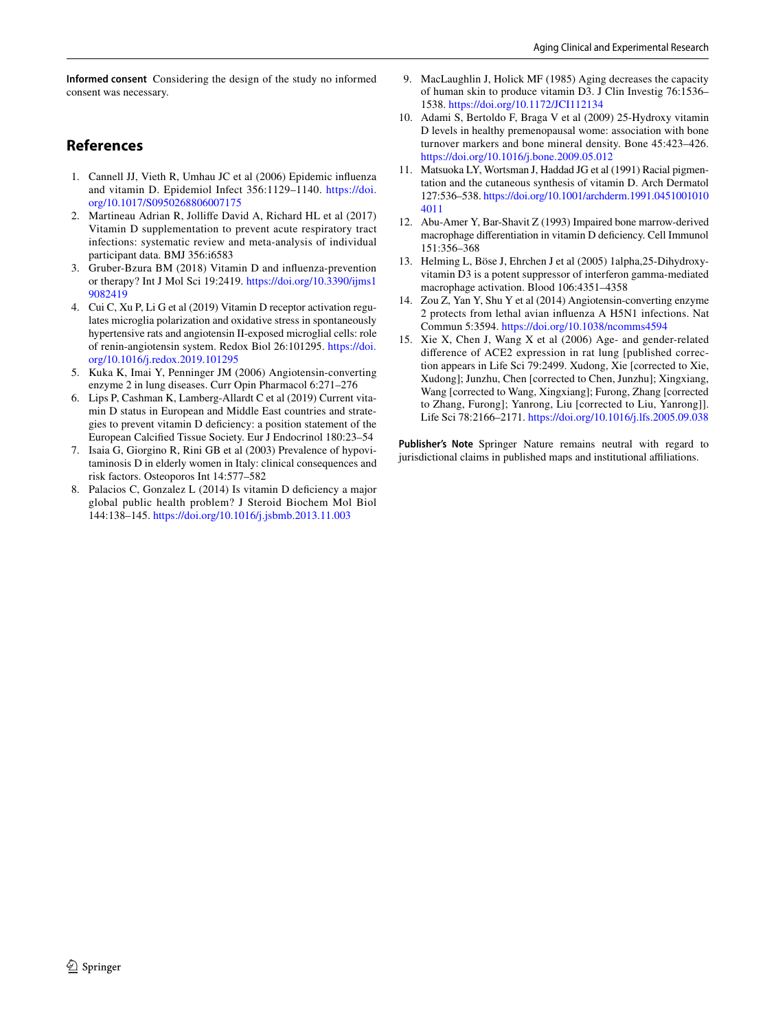**Informed consent** Considering the design of the study no informed consent was necessary.

## References

1. Cannell JJ, Vieth R, Umhau JC et al (2006) Epidemic influenza and vitamin D. Epidemiol Infect 356:1129–1140. https://doi.org/10.1017/S0950268806007175
2. Martineau Adrian R, Jolliffe David A, Richard HL et al (2017) Vitamin D supplementation to prevent acute respiratory tract infections: systematic review and meta-analysis of individual participant data. BMJ 356:i6583
3. Gruber-Bzura BM (2018) Vitamin D and influenza-prevention or therapy? Int J Mol Sci 19:2419. https://doi.org/10.3390/ijms19082419
4. Cui C, Xu P, Li G et al (2019) Vitamin D receptor activation regulates microglia polarization and oxidative stress in spontaneously hypertensive rats and angiotensin II-exposed microglial cells: role of renin-angiotensin system. Redox Biol 26:101295. https://doi.org/10.1016/j.redox.2019.101295
5. Kuka K, Imai Y, Penninger JM (2006) Angiotensin-converting enzyme 2 in lung diseases. Curr Opin Pharmacol 6:271–276
6. Lips P, Cashman K, Lamberg-Allardt C et al (2019) Current vitamin D status in European and Middle East countries and strategies to prevent vitamin D deficiency: a position statement of the European Calcified Tissue Society. Eur J Endocrinol 180:23–54
7. Isaia G, Giorgino R, Rini GB et al (2003) Prevalence of hypovitaminosis D in elderly women in Italy: clinical consequences and risk factors. Osteoporos Int 14:577–582
8. Palacios C, Gonzalez L (2014) Is vitamin D deficiency a major global public health problem? J Steroid Biochem Mol Biol 144:138–145. https://doi.org/10.1016/j.jsbmb.2013.11.003
9. MacLaughlin J, Holick MF (1985) Aging decreases the capacity of human skin to produce vitamin D3. J Clin Investig 76:1536–1538. https://doi.org/10.1172/JCI112134
10. Adami S, Bertoldo F, Braga V et al (2009) 25-Hydroxy vitamin D levels in healthy premenopausal wome: association with bone turnover markers and bone mineral density. Bone 45:423–426. https://doi.org/10.1016/j.bone.2009.05.012
11. Matsuoka LY, Wortsman J, Haddad JG et al (1991) Racial pigmentation and the cutaneous synthesis of vitamin D. Arch Dermatol 127:536–538. https://doi.org/10.1001/archderm.1991.04510010104011
12. Abu-Amer Y, Bar-Shavit Z (1993) Impaired bone marrow-derived macrophage differentiation in vitamin D deficiency. Cell Immunol 151:356–368
13. Helming L, Böse J, Ehrchen J et al (2005) 1alpha,25-Dihydroxyvitamin D3 is a potent suppressor of interferon gamma-mediated macrophage activation. Blood 106:4351–4358
14. Zou Z, Yan Y, Shu Y et al (2014) Angiotensin-converting enzyme 2 protects from lethal avian influenza A H5N1 infections. Nat Commun 5:3594. https://doi.org/10.1038/ncomms4594
15. Xie X, Chen J, Wang X et al (2006) Age- and gender-related difference of ACE2 expression in rat lung [published correction appears in Life Sci 79:2499. Xudong, Xie [corrected to Xie, Xudong]; Junzhu, Chen [corrected to Chen, Junzhu]; Xingxiang, Wang [corrected to Wang, Xingxiang]; Furong, Zhang [corrected to Zhang, Furong]; Yanrong, Liu [corrected to Liu, Yanrong]]. Life Sci 78:2166–2171. https://doi.org/10.1016/j.lfs.2005.09.038

**Publisher's Note** Springer Nature remains neutral with regard to jurisdictional claims in published maps and institutional affiliations.